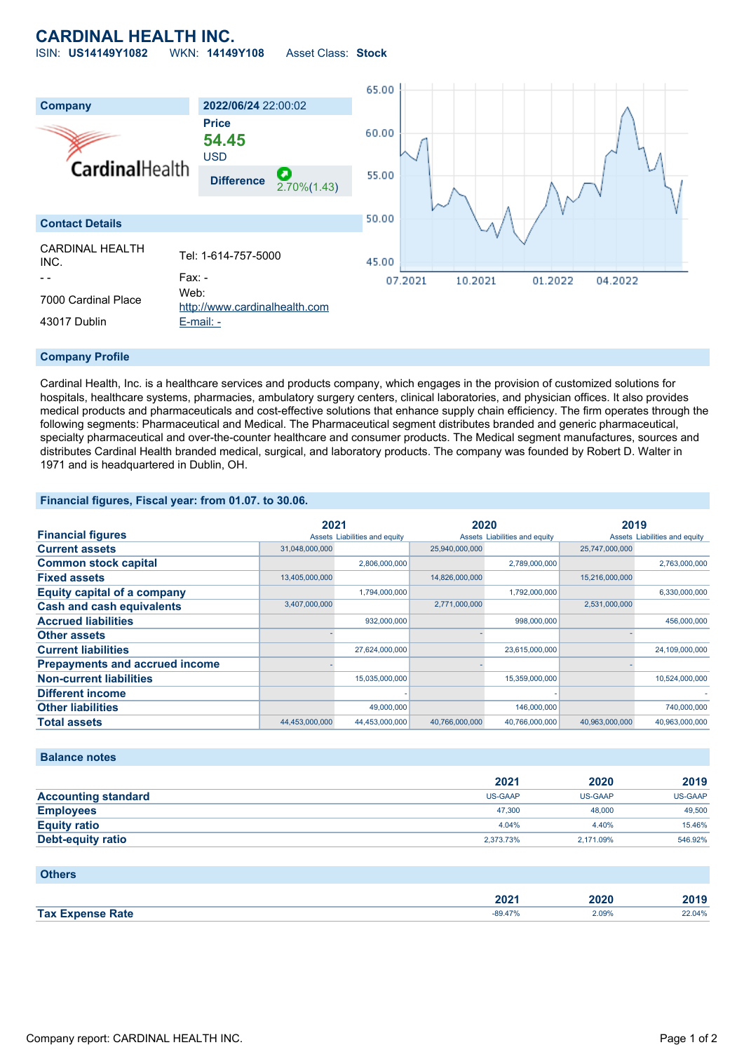# CARDINAL HEALTH INC.

ISIN: **US14149Y1082** WKN: **14149Y108** Asset Class: **Stock**

| Company | 2022/06/24 22:00:02 |
|---|---|
| CardinalHealth | Price **54.45** USD |
| | Difference 2.70%(1.43) |

## Contact Details

| | |
|---|---|
| CARDINAL HEALTH INC. | Tel: 1-614-757-5000 |
| - - | Fax: - |
| 7000 Cardinal Place | Web: http://www.cardinalhealth.com |
| 43017 Dublin | E-mail: - |

## Company Profile

Cardinal Health, Inc. is a healthcare services and products company, which engages in the provision of customized solutions for hospitals, healthcare systems, pharmacies, ambulatory surgery centers, clinical laboratories, and physician offices. It also provides medical products and pharmaceuticals and cost-effective solutions that enhance supply chain efficiency. The firm operates through the following segments: Pharmaceutical and Medical. The Pharmaceutical segment distributes branded and generic pharmaceutical, specialty pharmaceutical and over-the-counter healthcare and consumer products. The Medical segment manufactures, sources and distributes Cardinal Health branded medical, surgical, and laboratory products. The company was founded by Robert D. Walter in 1971 and is headquartered in Dublin, OH.

## Financial figures, Fiscal year: from 01.07. to 30.06.

| Financial figures | 2021 | | 2020 | | 2019 | |
|---|---|---|---|---|---|---|
| | Assets | Liabilities and equity | Assets | Liabilities and equity | Assets | Liabilities and equity |
| Current assets | 31,048,000,000 | | 25,940,000,000 | | 25,747,000,000 | |
| Common stock capital | | 2,806,000,000 | | 2,789,000,000 | | 2,763,000,000 |
| Fixed assets | 13,405,000,000 | | 14,826,000,000 | | 15,216,000,000 | |
| Equity capital of a company | | 1,794,000,000 | | 1,792,000,000 | | 6,330,000,000 |
| Cash and cash equivalents | 3,407,000,000 | | 2,771,000,000 | | 2,531,000,000 | |
| Accrued liabilities | | 932,000,000 | | 998,000,000 | | 456,000,000 |
| Other assets | - | | - | | - | |
| Current liabilities | | 27,624,000,000 | | 23,615,000,000 | | 24,109,000,000 |
| Prepayments and accrued income | - | | - | | - | |
| Non-current liabilities | | 15,035,000,000 | | 15,359,000,000 | | 10,524,000,000 |
| Different income | | - | | - | | - |
| Other liabilities | | 49,000,000 | | 146,000,000 | | 740,000,000 |
| Total assets | 44,453,000,000 | 44,453,000,000 | 40,766,000,000 | 40,766,000,000 | 40,963,000,000 | 40,963,000,000 |

## Balance notes

| | 2021 | 2020 | 2019 |
|---|---|---|---|
| Accounting standard | US-GAAP | US-GAAP | US-GAAP |
| Employees | 47,300 | 48,000 | 49,500 |
| Equity ratio | 4.04% | 4.40% | 15.46% |
| Debt-equity ratio | 2,373.73% | 2,171.09% | 546.92% |

## Others

| | 2021 | 2020 | 2019 |
|---|---|---|---|
| Tax Expense Rate | -89.47% | 2.09% | 22.04% |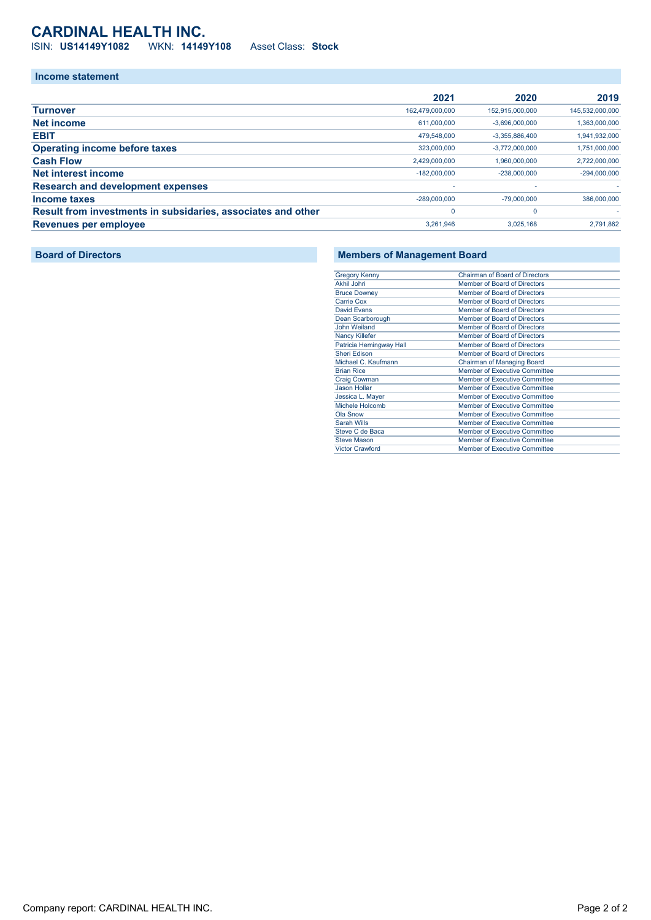# CARDINAL HEALTH INC.

ISIN: **US14149Y1082** WKN: **14149Y108** Asset Class: **Stock**

## Income statement

| | 2021 | 2020 | 2019 |
|---|---|---|---|
| **Turnover** | 162,479,000,000 | 152,915,000,000 | 145,532,000,000 |
| **Net income** | 611,000,000 | -3,696,000,000 | 1,363,000,000 |
| **EBIT** | 479,548,000 | -3,355,886,400 | 1,941,932,000 |
| **Operating income before taxes** | 323,000,000 | -3,772,000,000 | 1,751,000,000 |
| **Cash Flow** | 2,429,000,000 | 1,960,000,000 | 2,722,000,000 |
| **Net interest income** | -182,000,000 | -238,000,000 | -294,000,000 |
| **Research and development expenses** | - | - | - |
| **Income taxes** | -289,000,000 | -79,000,000 | 386,000,000 |
| **Result from investments in subsidaries, associates and other** | 0 | 0 | - |
| **Revenues per employee** | 3,261,946 | 3,025,168 | 2,791,862 |

## Board of Directors

## Members of Management Board

| | |
|---|---|
| Gregory Kenny | Chairman of Board of Directors |
| Akhil Johri | Member of Board of Directors |
| Bruce Downey | Member of Board of Directors |
| Carrie Cox | Member of Board of Directors |
| David Evans | Member of Board of Directors |
| Dean Scarborough | Member of Board of Directors |
| John Weiland | Member of Board of Directors |
| Nancy Killefer | Member of Board of Directors |
| Patricia Hemingway Hall | Member of Board of Directors |
| Sheri Edison | Member of Board of Directors |
| Michael C. Kaufmann | Chairman of Managing Board |
| Brian Rice | Member of Executive Committee |
| Craig Cowman | Member of Executive Committee |
| Jason Hollar | Member of Executive Committee |
| Jessica L. Mayer | Member of Executive Committee |
| Michele Holcomb | Member of Executive Committee |
| Ola Snow | Member of Executive Committee |
| Sarah Wills | Member of Executive Committee |
| Steve C de Baca | Member of Executive Committee |
| Steve Mason | Member of Executive Committee |
| Victor Crawford | Member of Executive Committee |